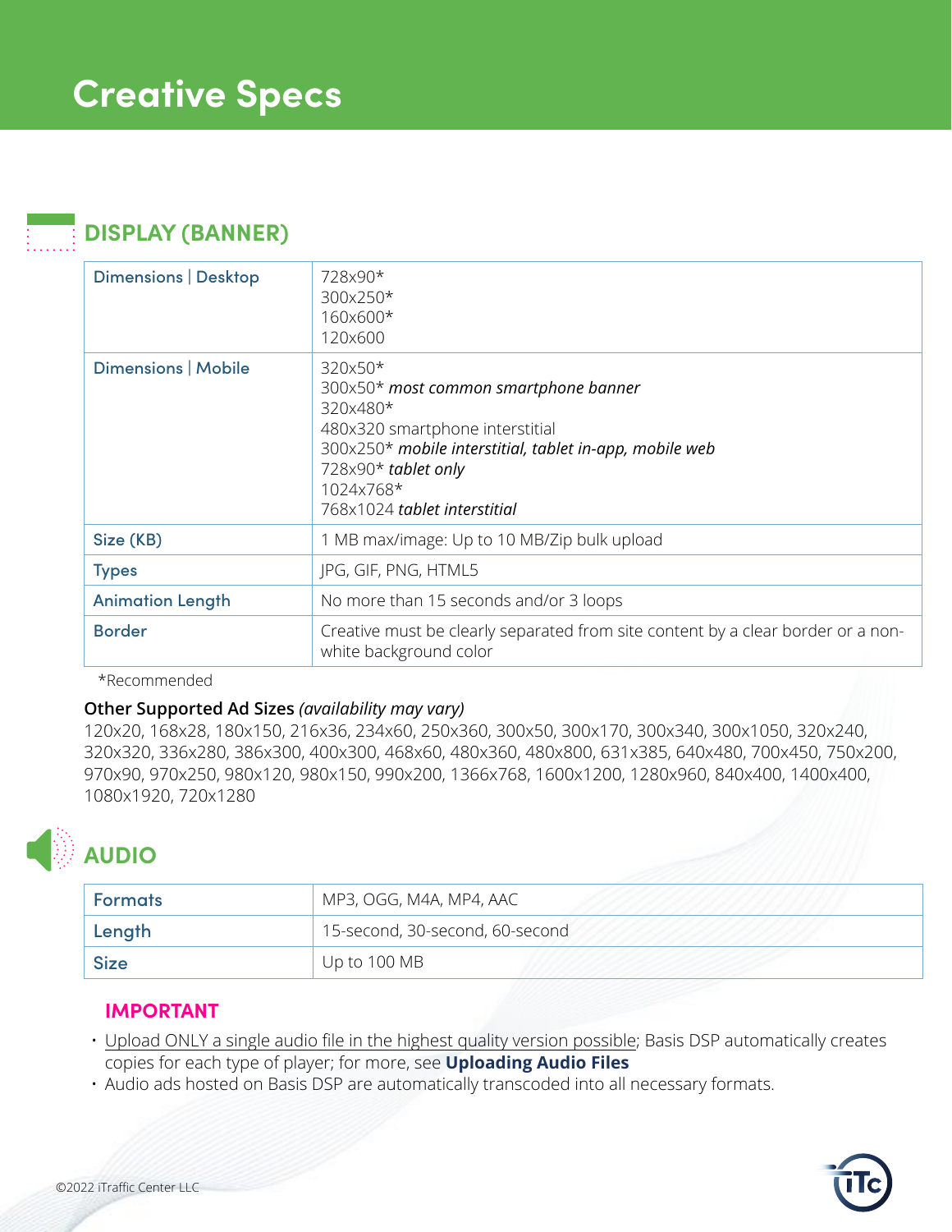# Creative Specs

## DISPLAY (BANNER)

| | |
|---|---|
| Dimensions \| Desktop | 728x90*<br>300x250*<br>160x600*<br>120x600 |
| Dimensions \| Mobile | 320x50*<br>300x50* *most common smartphone banner*<br>320x480*<br>480x320 smartphone interstitial<br>300x250* *mobile interstitial, tablet in-app, mobile web*<br>728x90* *tablet only*<br>1024x768*<br>768x1024 *tablet interstitial* |
| Size (KB) | 1 MB max/image: Up to 10 MB/Zip bulk upload |
| Types | JPG, GIF, PNG, HTML5 |
| Animation Length | No more than 15 seconds and/or 3 loops |
| Border | Creative must be clearly separated from site content by a clear border or a non-white background color |

*Recommended

**Other Supported Ad Sizes** *(availability may vary)*
120x20, 168x28, 180x150, 216x36, 234x60, 250x360, 300x50, 300x170, 300x340, 300x1050, 320x240, 320x320, 336x280, 386x300, 400x300, 468x60, 480x360, 480x800, 631x385, 640x480, 700x450, 750x200, 970x90, 970x250, 980x120, 980x150, 990x200, 1366x768, 1600x1200, 1280x960, 840x400, 1400x400, 1080x1920, 720x1280

## AUDIO

| | |
|---|---|
| Formats | MP3, OGG, M4A, MP4, AAC |
| Length | 15-second, 30-second, 60-second |
| Size | Up to 100 MB |

### IMPORTANT

- Upload ONLY a single audio file in the highest quality version possible; Basis DSP automatically creates copies for each type of player; for more, see **Uploading Audio Files**
- Audio ads hosted on Basis DSP are automatically transcoded into all necessary formats.

©2022 iTraffic Center LLC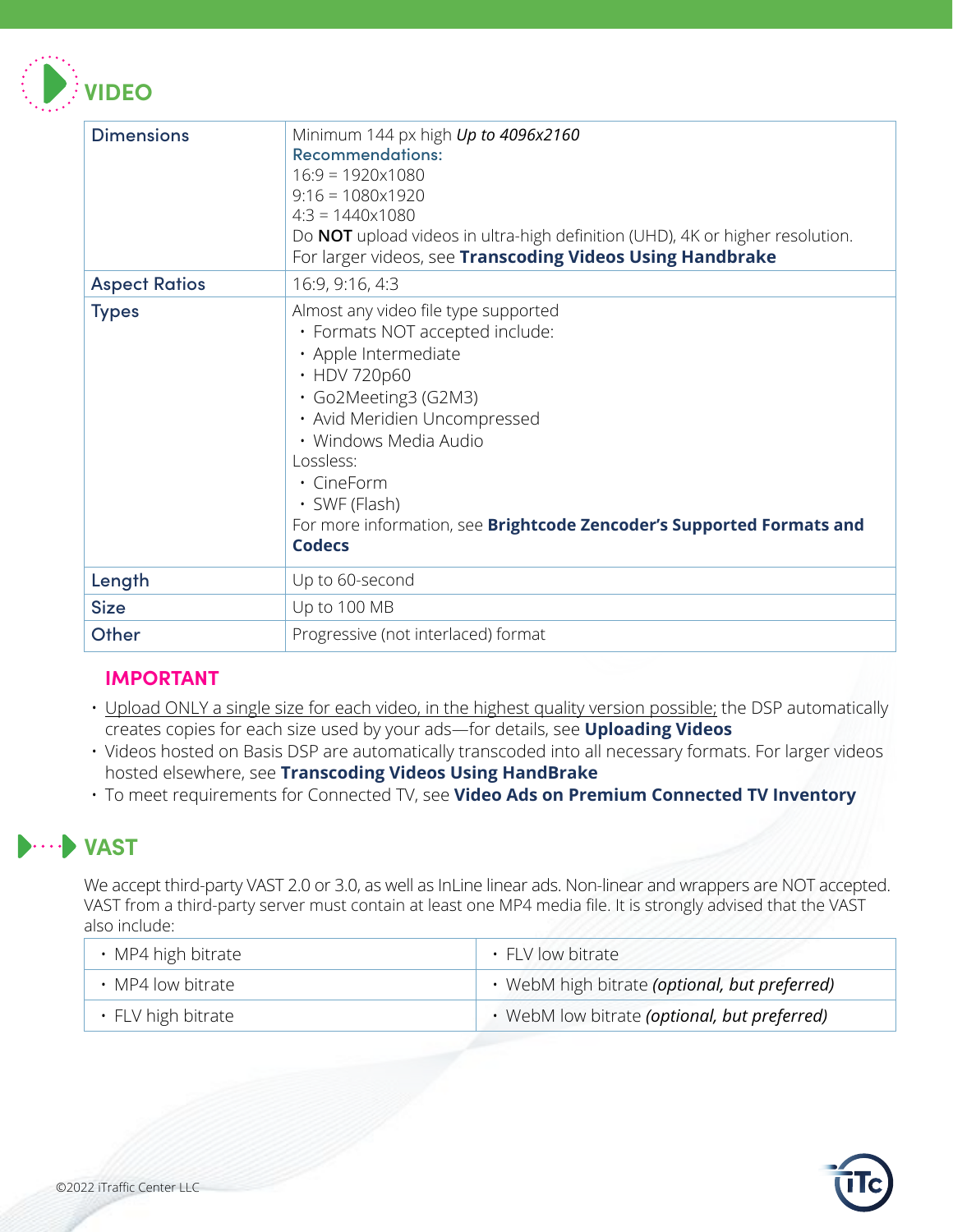## VIDEO

| | |
|---|---|
| **Dimensions** | Minimum 144 px high *Up to 4096x2160*<br>**Recommendations:**<br>16:9 = 1920x1080<br>9:16 = 1080x1920<br>4:3 = 1440x1080<br>Do **NOT** upload videos in ultra-high definition (UHD), 4K or higher resolution.<br>For larger videos, see **Transcoding Videos Using Handbrake** |
| **Aspect Ratios** | 16:9, 9:16, 4:3 |
| **Types** | Almost any video file type supported<br>• Formats NOT accepted include:<br>• Apple Intermediate<br>• HDV 720p60<br>• Go2Meeting3 (G2M3)<br>• Avid Meridien Uncompressed<br>• Windows Media Audio<br>Lossless:<br>• CineForm<br>• SWF (Flash)<br>For more information, see **Brightcode Zencoder's Supported Formats and Codecs** |
| **Length** | Up to 60-second |
| **Size** | Up to 100 MB |
| **Other** | Progressive (not interlaced) format |

**IMPORTANT**

- Upload ONLY a single size for each video, in the highest quality version possible; the DSP automatically creates copies for each size used by your ads—for details, see **Uploading Videos**
- Videos hosted on Basis DSP are automatically transcoded into all necessary formats. For larger videos hosted elsewhere, see **Transcoding Videos Using HandBrake**
- To meet requirements for Connected TV, see **Video Ads on Premium Connected TV Inventory**

## VAST

We accept third-party VAST 2.0 or 3.0, as well as InLine linear ads. Non-linear and wrappers are NOT accepted. VAST from a third-party server must contain at least one MP4 media file. It is strongly advised that the VAST also include:

| | |
|---|---|
| • MP4 high bitrate | • FLV low bitrate |
| • MP4 low bitrate | • WebM high bitrate *(optional, but preferred)* |
| • FLV high bitrate | • WebM low bitrate *(optional, but preferred)* |

©2022 iTraffic Center LLC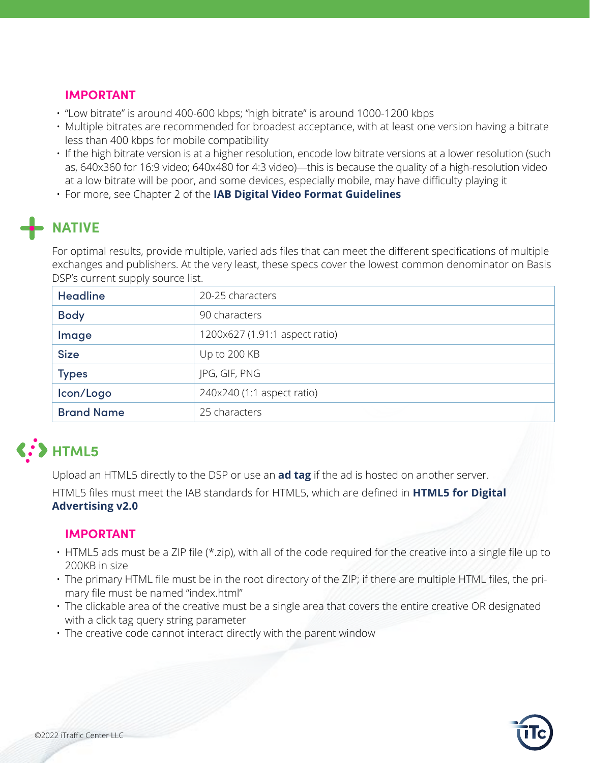**IMPORTANT**

- "Low bitrate" is around 400-600 kbps; "high bitrate" is around 1000-1200 kbps
- Multiple bitrates are recommended for broadest acceptance, with at least one version having a bitrate less than 400 kbps for mobile compatibility
- If the high bitrate version is at a higher resolution, encode low bitrate versions at a lower resolution (such as, 640x360 for 16:9 video; 640x480 for 4:3 video)—this is because the quality of a high-resolution video at a low bitrate will be poor, and some devices, especially mobile, may have difficulty playing it
- For more, see Chapter 2 of the **IAB Digital Video Format Guidelines**

## NATIVE

For optimal results, provide multiple, varied ads files that can meet the different specifications of multiple exchanges and publishers. At the very least, these specs cover the lowest common denominator on Basis DSP's current supply source list.

| | |
|---|---|
| **Headline** | 20-25 characters |
| **Body** | 90 characters |
| **Image** | 1200x627 (1.91:1 aspect ratio) |
| **Size** | Up to 200 KB |
| **Types** | JPG, GIF, PNG |
| **Icon/Logo** | 240x240 (1:1 aspect ratio) |
| **Brand Name** | 25 characters |

## HTML5

Upload an HTML5 directly to the DSP or use an **ad tag** if the ad is hosted on another server.

HTML5 files must meet the IAB standards for HTML5, which are defined in **HTML5 for Digital Advertising v2.0**

**IMPORTANT**

- HTML5 ads must be a ZIP file (*.zip), with all of the code required for the creative into a single file up to 200KB in size
- The primary HTML file must be in the root directory of the ZIP; if there are multiple HTML files, the primary file must be named "index.html"
- The clickable area of the creative must be a single area that covers the entire creative OR designated with a click tag query string parameter
- The creative code cannot interact directly with the parent window

©2022 iTraffic Center LLC